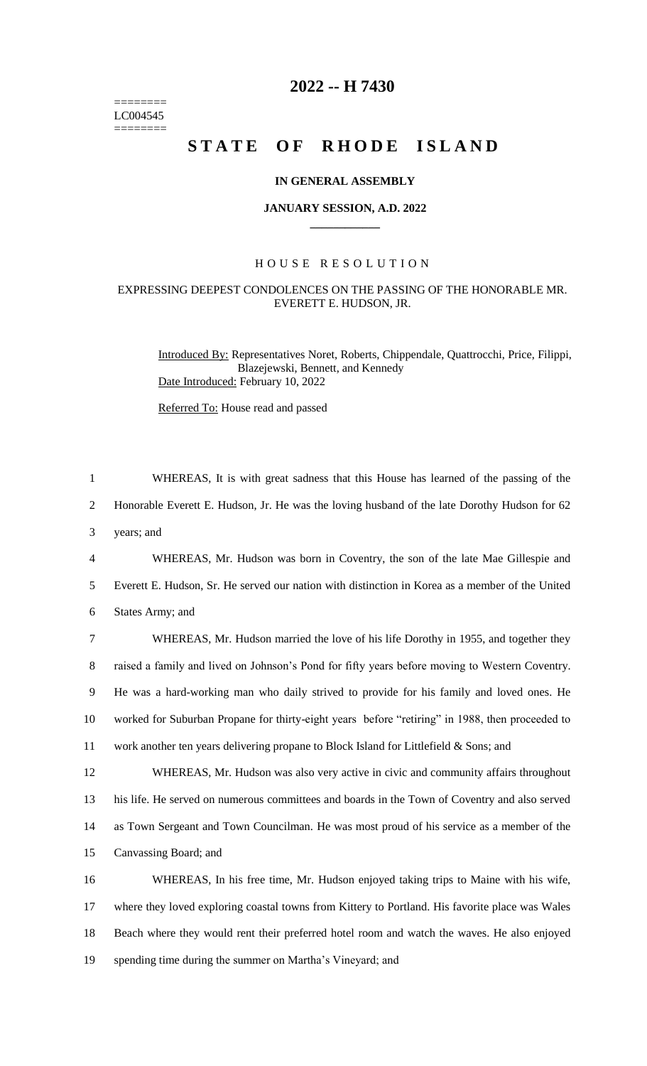========
LC004545
========

# 2022 -- H 7430

# STATE OF RHODE ISLAND

### IN GENERAL ASSEMBLY

### JANUARY SESSION, A.D. 2022

## HOUSE RESOLUTION

### EXPRESSING DEEPEST CONDOLENCES ON THE PASSING OF THE HONORABLE MR. EVERETT E. HUDSON, JR.

Introduced By: Representatives Noret, Roberts, Chippendale, Quattrocchi, Price, Filippi, Blazejewski, Bennett, and Kennedy
Date Introduced: February 10, 2022

Referred To: House read and passed

1 WHEREAS, It is with great sadness that this House has learned of the passing of the
2 Honorable Everett E. Hudson, Jr. He was the loving husband of the late Dorothy Hudson for 62
3 years; and

4 WHEREAS, Mr. Hudson was born in Coventry, the son of the late Mae Gillespie and
5 Everett E. Hudson, Sr. He served our nation with distinction in Korea as a member of the United
6 States Army; and

7 WHEREAS, Mr. Hudson married the love of his life Dorothy in 1955, and together they
8 raised a family and lived on Johnson's Pond for fifty years before moving to Western Coventry.
9 He was a hard-working man who daily strived to provide for his family and loved ones. He
10 worked for Suburban Propane for thirty-eight years before "retiring" in 1988, then proceeded to
11 work another ten years delivering propane to Block Island for Littlefield & Sons; and

12 WHEREAS, Mr. Hudson was also very active in civic and community affairs throughout
13 his life. He served on numerous committees and boards in the Town of Coventry and also served
14 as Town Sergeant and Town Councilman. He was most proud of his service as a member of the
15 Canvassing Board; and

16 WHEREAS, In his free time, Mr. Hudson enjoyed taking trips to Maine with his wife,
17 where they loved exploring coastal towns from Kittery to Portland. His favorite place was Wales
18 Beach where they would rent their preferred hotel room and watch the waves. He also enjoyed
19 spending time during the summer on Martha's Vineyard; and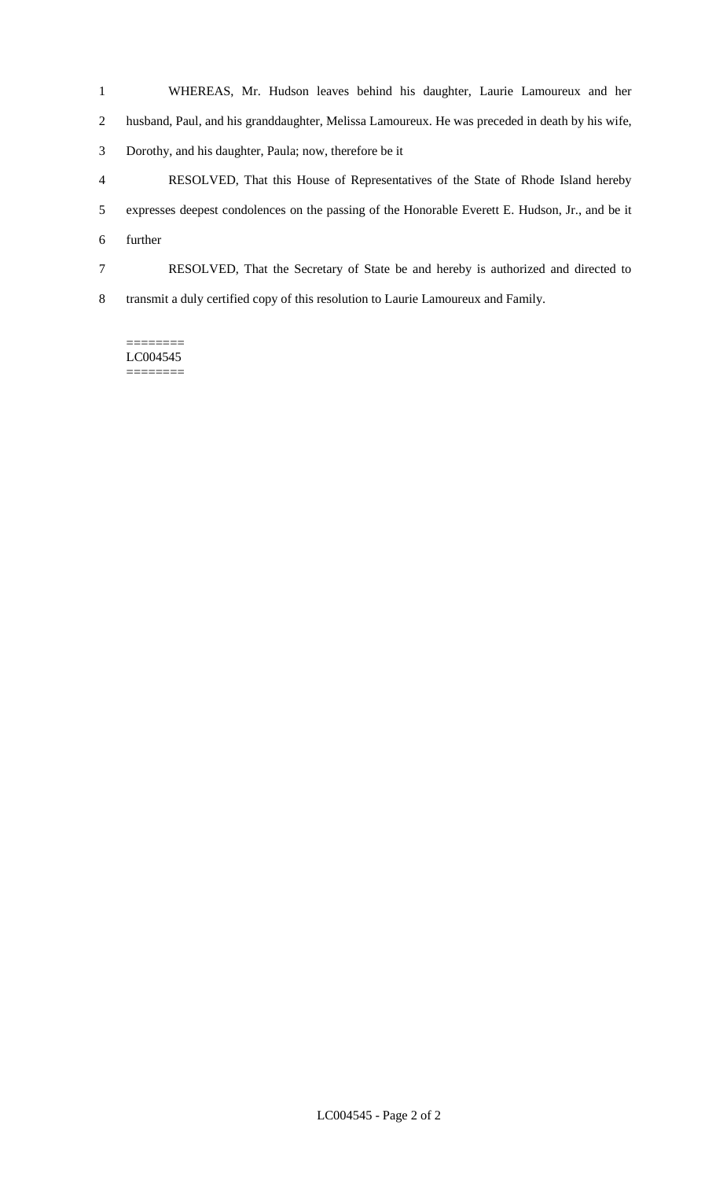WHEREAS, Mr. Hudson leaves behind his daughter, Laurie Lamoureux and her husband, Paul, and his granddaughter, Melissa Lamoureux. He was preceded in death by his wife, Dorothy, and his daughter, Paula; now, therefore be it

RESOLVED, That this House of Representatives of the State of Rhode Island hereby expresses deepest condolences on the passing of the Honorable Everett E. Hudson, Jr., and be it further

RESOLVED, That the Secretary of State be and hereby is authorized and directed to transmit a duly certified copy of this resolution to Laurie Lamoureux and Family.

========
LC004545
========